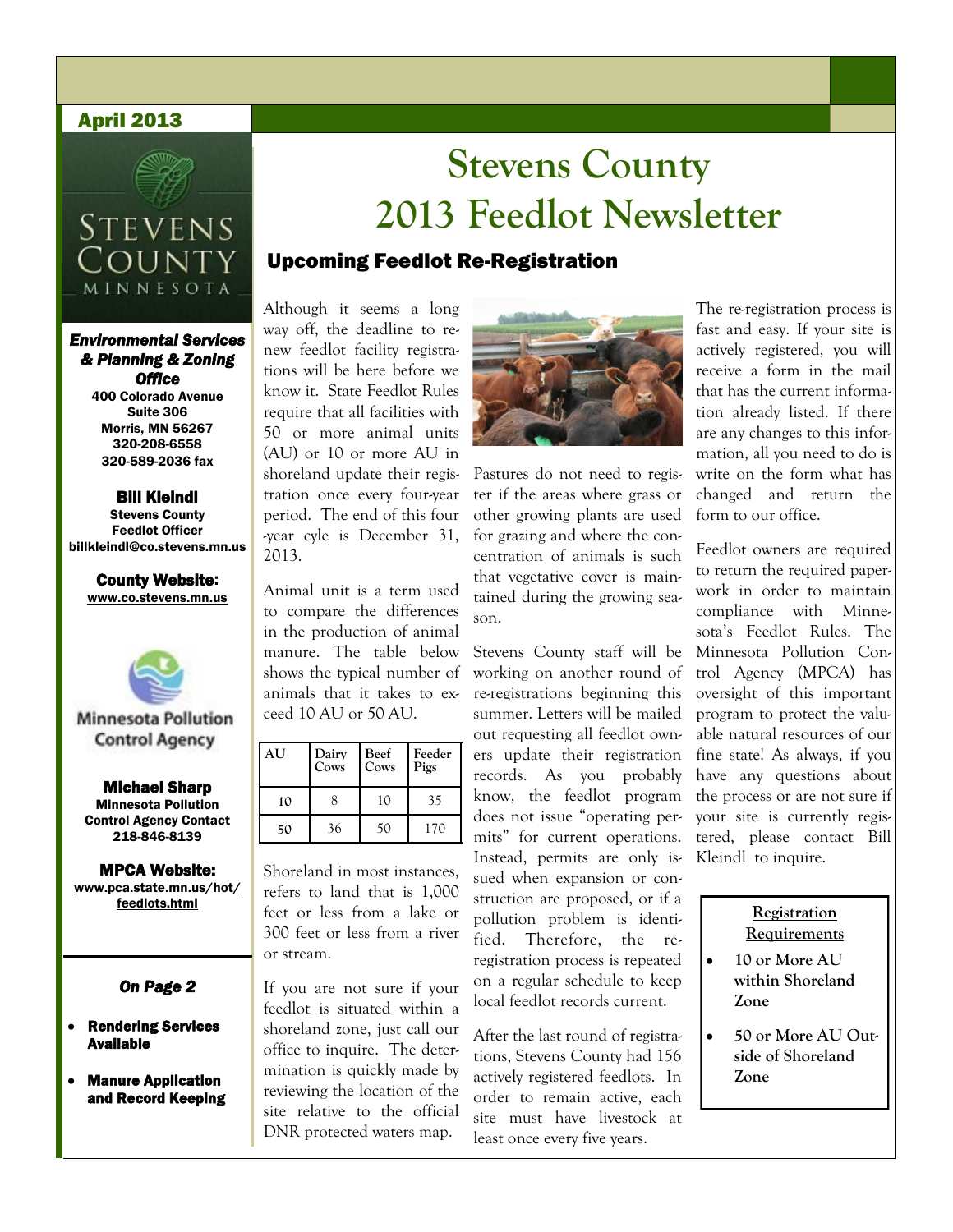April 2013

# Stevens County 2013 Feedlot Newsletter

## Upcoming Feedlot Re-Registration

Although it seems a long way off, the deadline to renew feedlot facility registrations will be here before we know it. State Feedlot Rules require that all facilities with 50 or more animal units (AU) or 10 or more AU in shoreland update their registration once every four-year period. The end of this four-year cyle is December 31, 2013.

Animal unit is a term used to compare the differences in the production of animal manure. The table below shows the typical number of animals that it takes to exceed 10 AU or 50 AU.

| AU | Dairy Cows | Beef Cows | Feeder Pigs |
|---|---|---|---|
| 10 | 8 | 10 | 35 |
| 50 | 36 | 50 | 170 |

Shoreland in most instances, refers to land that is 1,000 feet or less from a lake or 300 feet or less from a river or stream.

If you are not sure if your feedlot is situated within a shoreland zone, just call our office to inquire. The determination is quickly made by reviewing the location of the site relative to the official DNR protected waters map.

Pastures do not need to register if the areas where grass or other growing plants are used for grazing and where the concentration of animals is such that vegetative cover is maintained during the growing season.

Stevens County staff will be working on another round of re-registrations beginning this summer. Letters will be mailed out requesting all feedlot owners update their registration records. As you probably know, the feedlot program does not issue "operating permits" for current operations. Instead, permits are only issued when expansion or construction are proposed, or if a pollution problem is identified. Therefore, the re-registration process is repeated on a regular schedule to keep local feedlot records current.

After the last round of registrations, Stevens County had 156 actively registered feedlots. In order to remain active, each site must have livestock at least once every five years.

The re-registration process is fast and easy. If your site is actively registered, you will receive a form in the mail that has the current information already listed. If there are any changes to this information, all you need to do is write on the form what has changed and return the form to our office.

Feedlot owners are required to return the required paperwork in order to maintain compliance with Minnesota's Feedlot Rules. The Minnesota Pollution Control Agency (MPCA) has oversight of this important program to protect the valuable natural resources of our fine state! As always, if you have any questions about the process or are not sure if your site is currently registered, please contact Bill Kleindl to inquire.

**Registration Requirements**

- **10 or More AU within Shoreland Zone**
- **50 or More AU Outside of Shoreland Zone**

---

***Environmental Services & Planning & Zoning Office***
**400 Colorado Avenue**
**Suite 306**
**Morris, MN 56267**
**320-208-6558**
**320-589-2036 fax**

**Bill Kleindl**
**Stevens County Feedlot Officer**
**billkleindl@co.stevens.mn.us**

**County Website:**
**www.co.stevens.mn.us**

**Michael Sharp**
**Minnesota Pollution Control Agency Contact**
**218-846-8139**

**MPCA Website:**
**www.pca.state.mn.us/hot/feedlots.html**

***On Page 2***

- ***Rendering Services Available***
- ***Manure Application and Record Keeping***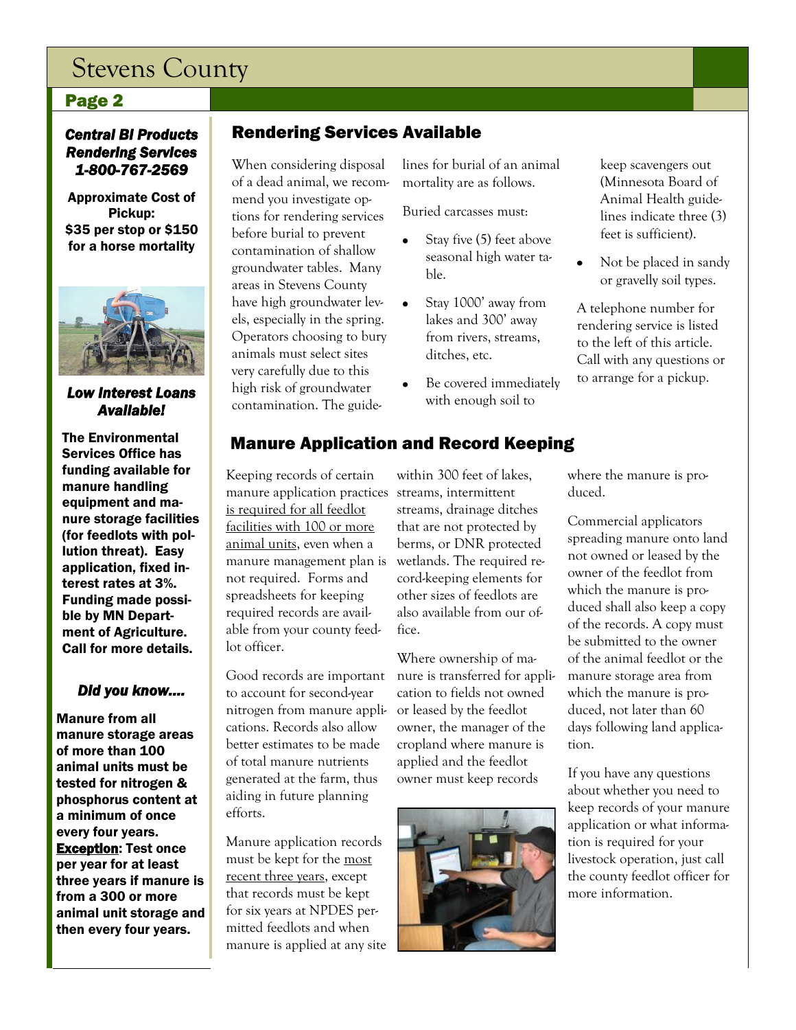### Central Bi Products Rendering Services 1-800-767-2569

**Approximate Cost of Pickup: $35 per stop or $150 for a horse mortality**

### *Low Interest Loans Available!*

**The Environmental Services Office has funding available for manure handling equipment and manure storage facilities (for feedlots with pollution threat). Easy application, fixed interest rates at 3%. Funding made possible by MN Department of Agriculture. Call for more details.**

### *Did you know....*

**Manure from all manure storage areas of more than 100 animal units must be tested for nitrogen & phosphorus content at a minimum of once every four years. <u>Exception</u>: Test once per year for at least three years if manure is from a 300 or more animal unit storage and then every four years.**

## Rendering Services Available

When considering disposal of a dead animal, we recommend you investigate options for rendering services before burial to prevent contamination of shallow groundwater tables. Many areas in Stevens County have high groundwater levels, especially in the spring. Operators choosing to bury animals must select sites very carefully due to this high risk of groundwater contamination. The guidelines for burial of an animal mortality are as follows.

Buried carcasses must:

- Stay five (5) feet above seasonal high water table.
- Stay 1000' away from lakes and 300' away from rivers, streams, ditches, etc.
- Be covered immediately with enough soil to keep scavengers out (Minnesota Board of Animal Health guidelines indicate three (3) feet is sufficient).
- Not be placed in sandy or gravelly soil types.

A telephone number for rendering service is listed to the left of this article. Call with any questions or to arrange for a pickup.

## Manure Application and Record Keeping

Keeping records of certain manure application practices <u>is required for all feedlot facilities with 100 or more animal units</u>, even when a manure management plan is not required. Forms and spreadsheets for keeping required records are available from your county feedlot officer.

Good records are important to account for second-year nitrogen from manure applications. Records also allow better estimates to be made of total manure nutrients generated at the farm, thus aiding in future planning efforts.

Manure application records must be kept for the <u>most recent three years</u>, except that records must be kept for six years at NPDES permitted feedlots and when manure is applied at any site within 300 feet of lakes, streams, intermittent streams, drainage ditches that are not protected by berms, or DNR protected wetlands. The required record-keeping elements for other sizes of feedlots are also available from our office.

Where ownership of manure is transferred for application to fields not owned or leased by the feedlot owner, the manager of the cropland where manure is applied and the feedlot owner must keep records where the manure is produced.

Commercial applicators spreading manure onto land not owned or leased by the owner of the feedlot from which the manure is produced shall also keep a copy of the records. A copy must be submitted to the owner of the animal feedlot or the manure storage area from which the manure is produced, not later than 60 days following land application.

If you have any questions about whether you need to keep records of your manure application or what information is required for your livestock operation, just call the county feedlot officer for more information.